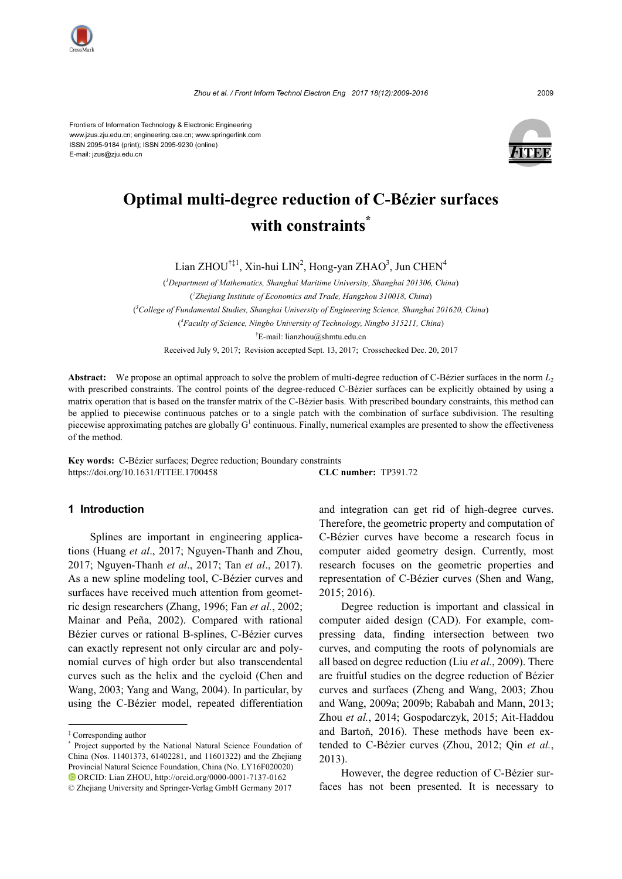Frontiers of Information Technology & Electronic Engineering
www.jzus.zju.edu.cn; engineering.cae.cn; www.springerlink.com
ISSN 2095-9184 (print); ISSN 2095-9230 (online)
E-mail: jzus@zju.edu.cn

# Optimal multi-degree reduction of C-Bézier surfaces with constraints[*]

Lian ZHOU[†‡1], Xin-hui LIN[2], Hong-yan ZHAO[3], Jun CHEN[4]

([1]Department of Mathematics, Shanghai Maritime University, Shanghai 201306, China)
([2]Zhejiang Institute of Economics and Trade, Hangzhou 310018, China)
([3]College of Fundamental Studies, Shanghai University of Engineering Science, Shanghai 201620, China)
([4]Faculty of Science, Ningbo University of Technology, Ningbo 315211, China)
[†]E-mail: lianzhou@shmtu.edu.cn

Received July 9, 2017; Revision accepted Sept. 13, 2017; Crosschecked Dec. 20, 2017

**Abstract:** We propose an optimal approach to solve the problem of multi-degree reduction of C-Bézier surfaces in the norm $L_2$ with prescribed constraints. The control points of the degree-reduced C-Bézier surfaces can be explicitly obtained by using a matrix operation that is based on the transfer matrix of the C-Bézier basis. With prescribed boundary constraints, this method can be applied to piecewise continuous patches or to a single patch with the combination of surface subdivision. The resulting piecewise approximating patches are globally $G^1$ continuous. Finally, numerical examples are presented to show the effectiveness of the method.

**Key words:** C-Bézier surfaces; Degree reduction; Boundary constraints
https://doi.org/10.1631/FITEE.1700458 **CLC number:** TP391.72

## 1 Introduction

Splines are important in engineering applications (Huang *et al*., 2017; Nguyen-Thanh and Zhou, 2017; Nguyen-Thanh *et al*., 2017; Tan *et al*., 2017). As a new spline modeling tool, C-Bézier curves and surfaces have received much attention from geometric design researchers (Zhang, 1996; Fan *et al.*, 2002; Mainar and Peña, 2002). Compared with rational Bézier curves or rational B-splines, C-Bézier curves can exactly represent not only circular arc and polynomial curves of high order but also transcendental curves such as the helix and the cycloid (Chen and Wang, 2003; Yang and Wang, 2004). In particular, by using the C-Bézier model, repeated differentiation and integration can get rid of high-degree curves. Therefore, the geometric property and computation of C-Bézier curves have become a research focus in computer aided geometry design. Currently, most research focuses on the geometric properties and representation of C-Bézier curves (Shen and Wang, 2015; 2016).

Degree reduction is important and classical in computer aided design (CAD). For example, compressing data, finding intersection between two curves, and computing the roots of polynomials are all based on degree reduction (Liu *et al.*, 2009). There are fruitful studies on the degree reduction of Bézier curves and surfaces (Zheng and Wang, 2003; Zhou and Wang, 2009a; 2009b; Rababah and Mann, 2013; Zhou *et al.*, 2014; Gospodarczyk, 2015; Ait-Haddou and Barton, 2016). These methods have been extended to C-Bézier curves (Zhou, 2012; Qin *et al.*, 2013).

However, the degree reduction of C-Bézier surfaces has not been presented. It is necessary to

---

[‡] Corresponding author
[*] Project supported by the National Natural Science Foundation of China (Nos. 11401373, 61402281, and 11601322) and the Zhejiang Provincial Natural Science Foundation, China (No. LY16F020020)
ORCID: Lian ZHOU, http://orcid.org/0000-0001-7137-0162
© Zhejiang University and Springer-Verlag GmbH Germany 2017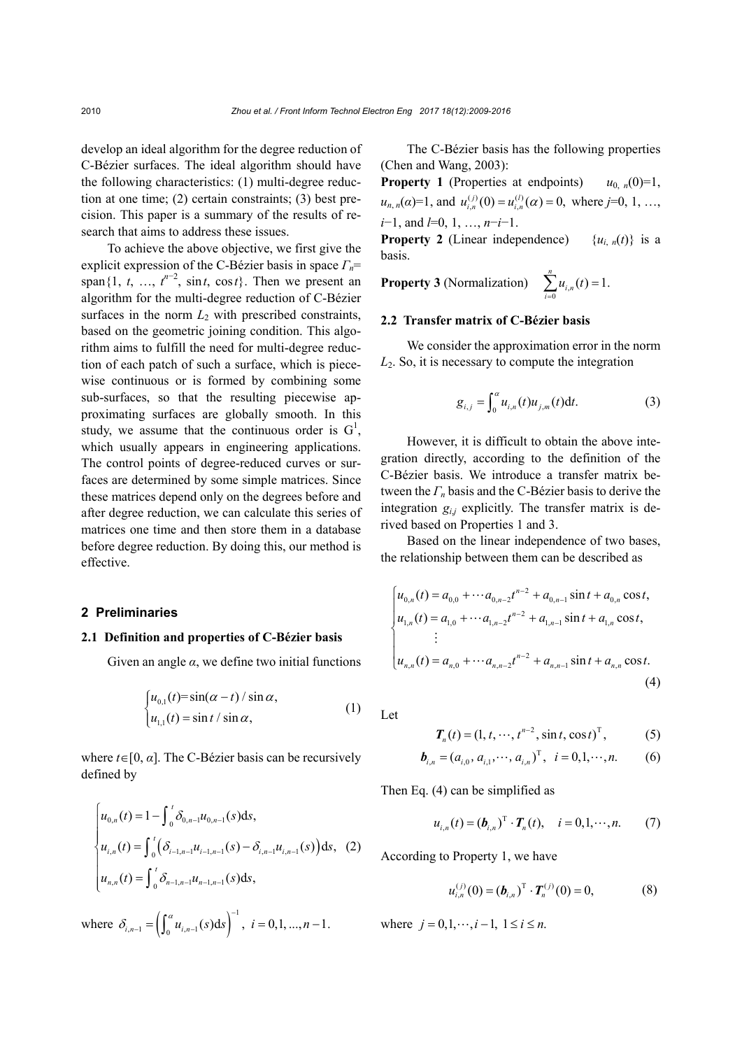develop an ideal algorithm for the degree reduction of C-Bézier surfaces. The ideal algorithm should have the following characteristics: (1) multi-degree reduction at one time; (2) certain constraints; (3) best precision. This paper is a summary of the results of research that aims to address these issues.

To achieve the above objective, we first give the explicit expression of the C-Bézier basis in space $\Gamma_n$=span$\{1, t, \ldots, t^{n-2}, \sin t, \cos t\}$. Then we present an algorithm for the multi-degree reduction of C-Bézier surfaces in the norm $L_2$ with prescribed constraints, based on the geometric joining condition. This algorithm aims to fulfill the need for multi-degree reduction of each patch of such a surface, which is piecewise continuous or is formed by combining some sub-surfaces, so that the resulting piecewise approximating surfaces are globally smooth. In this study, we assume that the continuous order is $G^1$, which usually appears in engineering applications. The control points of degree-reduced curves or surfaces are determined by some simple matrices. Since these matrices depend only on the degrees before and after degree reduction, we can calculate this series of matrices one time and then store them in a database before degree reduction. By doing this, our method is effective.

## 2 Preliminaries

### 2.1 Definition and properties of C-Bézier basis

Given an angle $\alpha$, we define two initial functions

$$\begin{cases} u_{0,1}(t)=\sin(\alpha-t)/\sin\alpha, \\ u_{1,1}(t)=\sin t/\sin\alpha, \end{cases} \tag{1}$$

where $t\in[0, \alpha]$. The C-Bézier basis can be recursively defined by

$$\begin{cases} u_{0,n}(t)=1-\int_0^t \delta_{0,n-1}u_{0,n-1}(s)\mathrm{d}s, \\ u_{i,n}(t)=\int_0^t \left(\delta_{i-1,n-1}u_{i-1,n-1}(s)-\delta_{i,n-1}u_{i,n-1}(s)\right)\mathrm{d}s, \\ u_{n,n}(t)=\int_0^t \delta_{n-1,n-1}u_{n-1,n-1}(s)\mathrm{d}s, \end{cases} \tag{2}$$

where $\delta_{i,n-1}=\left(\int_0^\alpha u_{i,n-1}(s)\mathrm{d}s\right)^{-1},\ i=0,1,\ldots,n-1.$

The C-Bézier basis has the following properties (Chen and Wang, 2003):

**Property 1** (Properties at endpoints) $u_{0,n}(0)=1$, $u_{n,n}(\alpha)=1$, and $u_{i,n}^{(j)}(0)=u_{i,n}^{(l)}(\alpha)=0$, where $j=0, 1, \ldots, i-1$, and $l=0, 1, \ldots, n-i-1$.

**Property 2** (Linear independence) $\{u_{i,n}(t)\}$ is a basis.

**Property 3** (Normalization) $\sum_{i=0}^{n} u_{i,n}(t)=1.$

### 2.2 Transfer matrix of C-Bézier basis

We consider the approximation error in the norm $L_2$. So, it is necessary to compute the integration

$$g_{i,j}=\int_0^\alpha u_{i,n}(t)u_{j,m}(t)\mathrm{d}t. \tag{3}$$

However, it is difficult to obtain the above integration directly, according to the definition of the C-Bézier basis. We introduce a transfer matrix between the $\Gamma_n$ basis and the C-Bézier basis to derive the integration $g_{i,j}$ explicitly. The transfer matrix is derived based on Properties 1 and 3.

Based on the linear independence of two bases, the relationship between them can be described as

$$\begin{cases} u_{0,n}(t)=a_{0,0}+\cdots a_{0,n-2}t^{n-2}+a_{0,n-1}\sin t+a_{0,n}\cos t, \\ u_{1,n}(t)=a_{1,0}+\cdots a_{1,n-2}t^{n-2}+a_{1,n-1}\sin t+a_{1,n}\cos t, \\ \quad\vdots \\ u_{n,n}(t)=a_{n,0}+\cdots a_{n,n-2}t^{n-2}+a_{n,n-1}\sin t+a_{n,n}\cos t. \end{cases} \tag{4}$$

Let

$$\boldsymbol{T}_n(t)=(1, t, \cdots, t^{n-2}, \sin t, \cos t)^{\mathrm{T}}, \tag{5}$$

$$\boldsymbol{b}_{i,n}=(a_{i,0}, a_{i,1}, \cdots, a_{i,n})^{\mathrm{T}},\ \ i=0,1,\cdots,n. \tag{6}$$

Then Eq. (4) can be simplified as

$$u_{i,n}(t)=(\boldsymbol{b}_{i,n})^{\mathrm{T}}\cdot\boldsymbol{T}_n(t),\quad i=0,1,\cdots,n. \tag{7}$$

According to Property 1, we have

$$u_{i,n}^{(j)}(0)=(\boldsymbol{b}_{i,n})^{\mathrm{T}}\cdot\boldsymbol{T}_n^{(j)}(0)=0, \tag{8}$$

where $j=0,1,\cdots,i-1,\ 1\le i\le n.$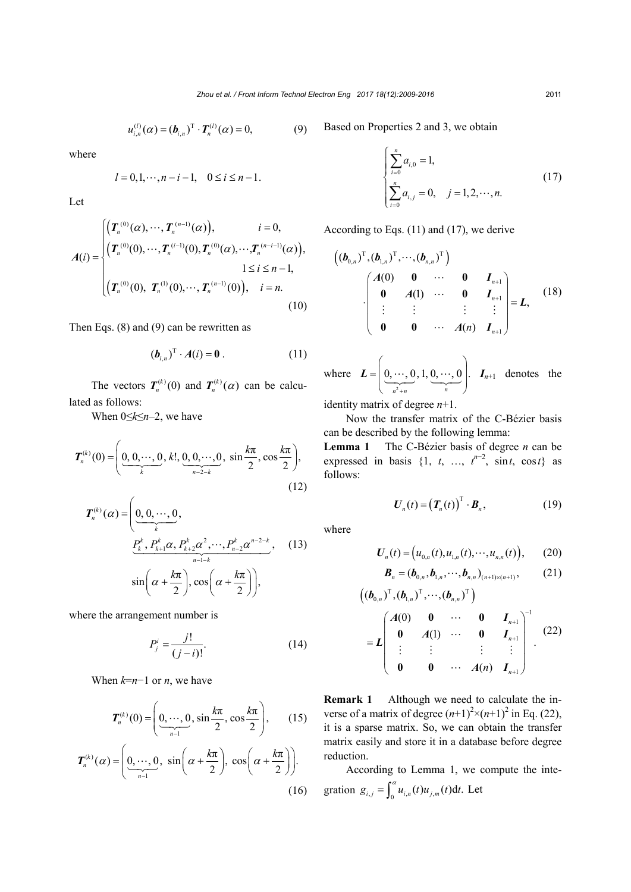$$u_{i,n}^{(l)}(\alpha) = (\boldsymbol{b}_{i,n})^{\mathrm{T}} \cdot \boldsymbol{T}_n^{(l)}(\alpha) = 0, \tag{9}$$

where

$$l = 0, 1, \cdots, n-i-1, \quad 0 \le i \le n-1.$$

Let

$$\boldsymbol{A}(i) = \begin{cases} \left(\boldsymbol{T}_n^{(0)}(\alpha), \cdots, \boldsymbol{T}_n^{(n-1)}(\alpha)\right), & i = 0, \\ \left(\boldsymbol{T}_n^{(0)}(0), \cdots, \boldsymbol{T}_n^{(i-1)}(0), \boldsymbol{T}_n^{(0)}(\alpha), \cdots, \boldsymbol{T}_n^{(n-i-1)}(\alpha)\right), & \\ & 1 \le i \le n-1, \\ \left(\boldsymbol{T}_n^{(0)}(0), \ \boldsymbol{T}_n^{(1)}(0), \cdots, \boldsymbol{T}_n^{(n-1)}(0)\right), & i = n. \end{cases} \tag{10}$$

Then Eqs. (8) and (9) can be rewritten as

$$(\boldsymbol{b}_{i,n})^{\mathrm{T}} \cdot \boldsymbol{A}(i) = \boldsymbol{0}. \tag{11}$$

The vectors $\boldsymbol{T}_n^{(k)}(0)$ and $\boldsymbol{T}_n^{(k)}(\alpha)$ can be calculated as follows:

When $0 \le k \le n-2$, we have

$$\boldsymbol{T}_n^{(k)}(0) = \left(\underbrace{0, 0, \cdots, 0}_{k}, k!, \underbrace{0, 0, \cdots, 0}_{n-2-k}, \ \sin\frac{k\pi}{2}, \cos\frac{k\pi}{2}\right), \tag{12}$$

$$\boldsymbol{T}_n^{(k)}(\alpha) = \left(\underbrace{0, 0, \cdots, 0}_{k}, \underbrace{P_k^k, P_{k+1}^k \alpha, P_{k+2}^k \alpha^2, \cdots, P_{n-2}^k \alpha^{n-2-k}}_{n-1-k}, \sin\left(\alpha + \frac{k\pi}{2}\right), \cos\left(\alpha + \frac{k\pi}{2}\right)\right), \tag{13}$$

where the arrangement number is

$$P_j^i = \frac{j!}{(j-i)!}. \tag{14}$$

When $k=n-1$ or $n$, we have

$$\boldsymbol{T}_n^{(k)}(0) = \left(\underbrace{0, \cdots, 0}_{n-1}, \sin\frac{k\pi}{2}, \cos\frac{k\pi}{2}\right), \tag{15}$$

$$\boldsymbol{T}_n^{(k)}(\alpha) = \left(\underbrace{0, \cdots, 0}_{n-1}, \ \sin\left(\alpha + \frac{k\pi}{2}\right), \ \cos\left(\alpha + \frac{k\pi}{2}\right)\right). \tag{16}$$

Based on Properties 2 and 3, we obtain

$$\begin{cases} \sum_{i=0}^{n} a_{i,0} = 1, \\ \sum_{i=0}^{n} a_{i,j} = 0, \quad j = 1, 2, \cdots, n. \end{cases} \tag{17}$$

According to Eqs. (11) and (17), we derive

$$\left((\boldsymbol{b}_{0,n})^{\mathrm{T}}, (\boldsymbol{b}_{1,n})^{\mathrm{T}}, \cdots, (\boldsymbol{b}_{n,n})^{\mathrm{T}}\right) \cdot \begin{pmatrix} \boldsymbol{A}(0) & \boldsymbol{0} & \cdots & \boldsymbol{0} & \boldsymbol{I}_{n+1} \\ \boldsymbol{0} & \boldsymbol{A}(1) & \cdots & \boldsymbol{0} & \boldsymbol{I}_{n+1} \\ \vdots & \vdots & & \vdots & \vdots \\ \boldsymbol{0} & \boldsymbol{0} & \cdots & \boldsymbol{A}(n) & \boldsymbol{I}_{n+1} \end{pmatrix} = \boldsymbol{L}, \tag{18}$$

where $\boldsymbol{L} = \left(\underbrace{0, \cdots, 0}_{n^2+n}, 1, \underbrace{0, \cdots, 0}_{n}\right)$. $\boldsymbol{I}_{n+1}$ denotes the identity matrix of degree $n+1$.

Now the transfer matrix of the C-Bézier basis can be described by the following lemma:

**Lemma 1** The C-Bézier basis of degree $n$ can be expressed in basis $\{1, t, \ldots, t^{n-2}, \sin t, \cos t\}$ as follows:

$$\boldsymbol{U}_n(t) = \left(\boldsymbol{T}_n(t)\right)^{\mathrm{T}} \cdot \boldsymbol{B}_n, \tag{19}$$

where

$$\boldsymbol{U}_n(t) = \left(u_{0,n}(t), u_{1,n}(t), \cdots, u_{n,n}(t)\right), \tag{20}$$

$$\boldsymbol{B}_n = (\boldsymbol{b}_{0,n}, \boldsymbol{b}_{1,n}, \cdots, \boldsymbol{b}_{n,n})_{(n+1)\times(n+1)}, \tag{21}$$

$$\left((\boldsymbol{b}_{0,n})^{\mathrm{T}}, (\boldsymbol{b}_{1,n})^{\mathrm{T}}, \cdots, (\boldsymbol{b}_{n,n})^{\mathrm{T}}\right) = \boldsymbol{L} \begin{pmatrix} \boldsymbol{A}(0) & \boldsymbol{0} & \cdots & \boldsymbol{0} & \boldsymbol{I}_{n+1} \\ \boldsymbol{0} & \boldsymbol{A}(1) & \cdots & \boldsymbol{0} & \boldsymbol{I}_{n+1} \\ \vdots & \vdots & & \vdots & \vdots \\ \boldsymbol{0} & \boldsymbol{0} & \cdots & \boldsymbol{A}(n) & \boldsymbol{I}_{n+1} \end{pmatrix}^{-1}. \tag{22}$$

**Remark 1** Although we need to calculate the inverse of a matrix of degree $(n+1)^2 \times (n+1)^2$ in Eq. (22), it is a sparse matrix. So, we can obtain the transfer matrix easily and store it in a database before degree reduction.

According to Lemma 1, we compute the integration $g_{i,j} = \int_0^{\alpha} u_{i,n}(t) u_{j,m}(t) \mathrm{d}t$. Let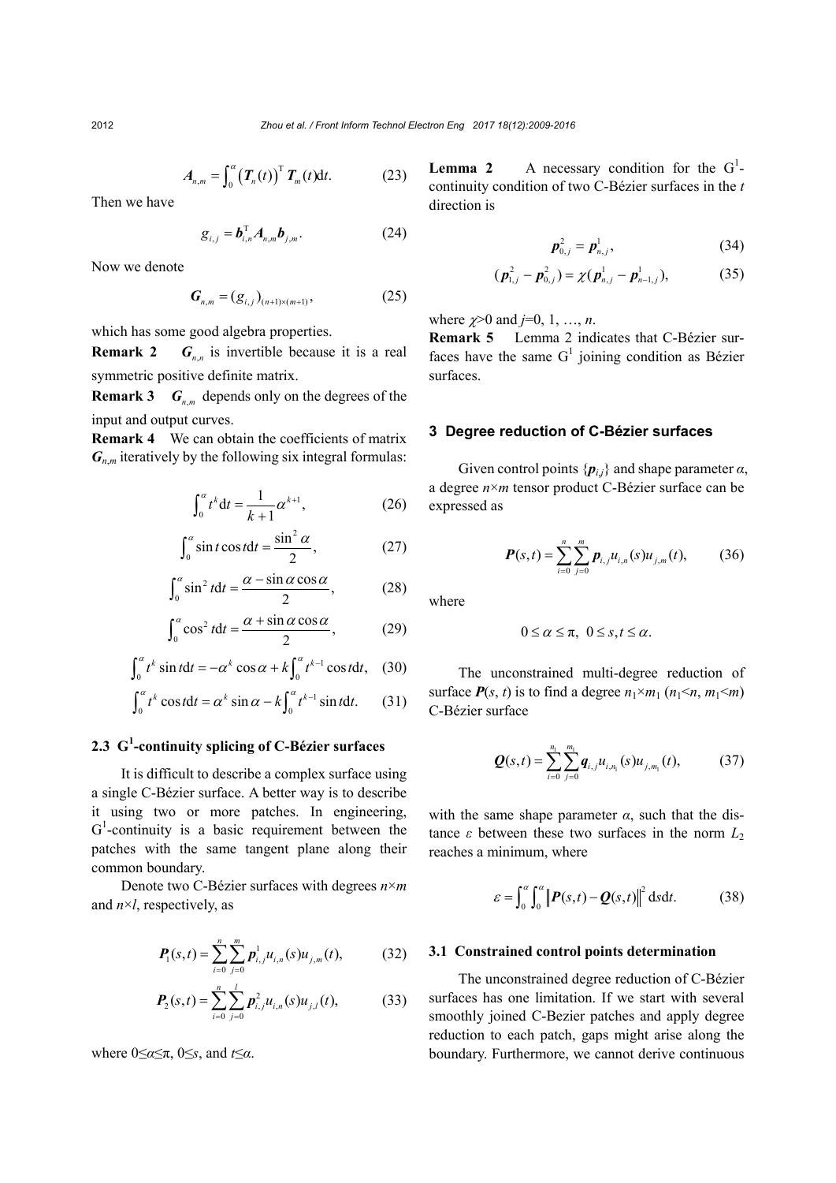$$\boldsymbol{A}_{n,m}=\int_0^{\alpha}\left(\boldsymbol{T}_n(t)\right)^{\mathrm{T}}\boldsymbol{T}_m(t)\mathrm{d}t. \tag{23}$$

Then we have

$$g_{i,j}=\boldsymbol{b}_{i,n}^{\mathrm{T}}\boldsymbol{A}_{n,m}\boldsymbol{b}_{j,m}. \tag{24}$$

Now we denote

$$\boldsymbol{G}_{n,m}=(g_{i,j})_{(n+1)\times(m+1)}, \tag{25}$$

which has some good algebra properties.

**Remark 2** $\boldsymbol{G}_{n,n}$ is invertible because it is a real symmetric positive definite matrix.

**Remark 3** $\boldsymbol{G}_{n,m}$ depends only on the degrees of the input and output curves.

**Remark 4** We can obtain the coefficients of matrix $\boldsymbol{G}_{n,m}$ iteratively by the following six integral formulas:

$$\int_0^{\alpha}t^k\mathrm{d}t=\frac{1}{k+1}\alpha^{k+1}, \tag{26}$$

$$\int_0^{\alpha}\sin t\cos t\mathrm{d}t=\frac{\sin^2\alpha}{2}, \tag{27}$$

$$\int_0^{\alpha}\sin^2 t\mathrm{d}t=\frac{\alpha-\sin\alpha\cos\alpha}{2}, \tag{28}$$

$$\int_0^{\alpha}\cos^2 t\mathrm{d}t=\frac{\alpha+\sin\alpha\cos\alpha}{2}, \tag{29}$$

$$\int_0^{\alpha}t^k\sin t\mathrm{d}t=-\alpha^k\cos\alpha+k\int_0^{\alpha}t^{k-1}\cos t\mathrm{d}t, \tag{30}$$

$$\int_0^{\alpha}t^k\cos t\mathrm{d}t=\alpha^k\sin\alpha-k\int_0^{\alpha}t^{k-1}\sin t\mathrm{d}t. \tag{31}$$

### 2.3 $G^1$-continuity splicing of C-Bézier surfaces

It is difficult to describe a complex surface using a single C-Bézier surface. A better way is to describe it using two or more patches. In engineering, $G^1$-continuity is a basic requirement between the patches with the same tangent plane along their common boundary.

Denote two C-Bézier surfaces with degrees $n\times m$ and $n\times l$, respectively, as

$$\boldsymbol{P}_1(s,t)=\sum_{i=0}^{n}\sum_{j=0}^{m}\boldsymbol{p}_{i,j}^1u_{i,n}(s)u_{j,m}(t), \tag{32}$$

$$\boldsymbol{P}_2(s,t)=\sum_{i=0}^{n}\sum_{j=0}^{l}\boldsymbol{p}_{i,j}^2u_{i,n}(s)u_{j,l}(t), \tag{33}$$

where $0\leq\alpha\leq\pi$, $0\leq s$, and $t\leq\alpha$.

**Lemma 2** A necessary condition for the $G^1$-continuity condition of two C-Bézier surfaces in the $t$ direction is

$$\boldsymbol{p}_{0,j}^2=\boldsymbol{p}_{n,j}^1, \tag{34}$$

$$(\boldsymbol{p}_{1,j}^2-\boldsymbol{p}_{0,j}^2)=\chi(\boldsymbol{p}_{n,j}^1-\boldsymbol{p}_{n-1,j}^1), \tag{35}$$

where $\chi>0$ and $j=0, 1, \ldots, n$.

**Remark 5** Lemma 2 indicates that C-Bézier surfaces have the same $G^1$ joining condition as Bézier surfaces.

## 3 Degree reduction of C-Bézier surfaces

Given control points $\{\boldsymbol{p}_{i,j}\}$ and shape parameter $\alpha$, a degree $n\times m$ tensor product C-Bézier surface can be expressed as

$$\boldsymbol{P}(s,t)=\sum_{i=0}^{n}\sum_{j=0}^{m}\boldsymbol{p}_{i,j}u_{i,n}(s)u_{j,m}(t), \tag{36}$$

where

$$0\leq\alpha\leq\pi,\ 0\leq s,t\leq\alpha.$$

The unconstrained multi-degree reduction of surface $\boldsymbol{P}(s,t)$ is to find a degree $n_1\times m_1$ ($n_1<n$, $m_1<m$) C-Bézier surface

$$\boldsymbol{Q}(s,t)=\sum_{i=0}^{n_1}\sum_{j=0}^{m_1}\boldsymbol{q}_{i,j}u_{i,n_1}(s)u_{j,m_1}(t), \tag{37}$$

with the same shape parameter $\alpha$, such that the distance $\varepsilon$ between these two surfaces in the norm $L_2$ reaches a minimum, where

$$\varepsilon=\int_0^{\alpha}\int_0^{\alpha}\left\|\boldsymbol{P}(s,t)-\boldsymbol{Q}(s,t)\right\|^2\mathrm{d}s\mathrm{d}t. \tag{38}$$

### 3.1 Constrained control points determination

The unconstrained degree reduction of C-Bézier surfaces has one limitation. If we start with several smoothly joined C-Bezier patches and apply degree reduction to each patch, gaps might arise along the boundary. Furthermore, we cannot derive continuous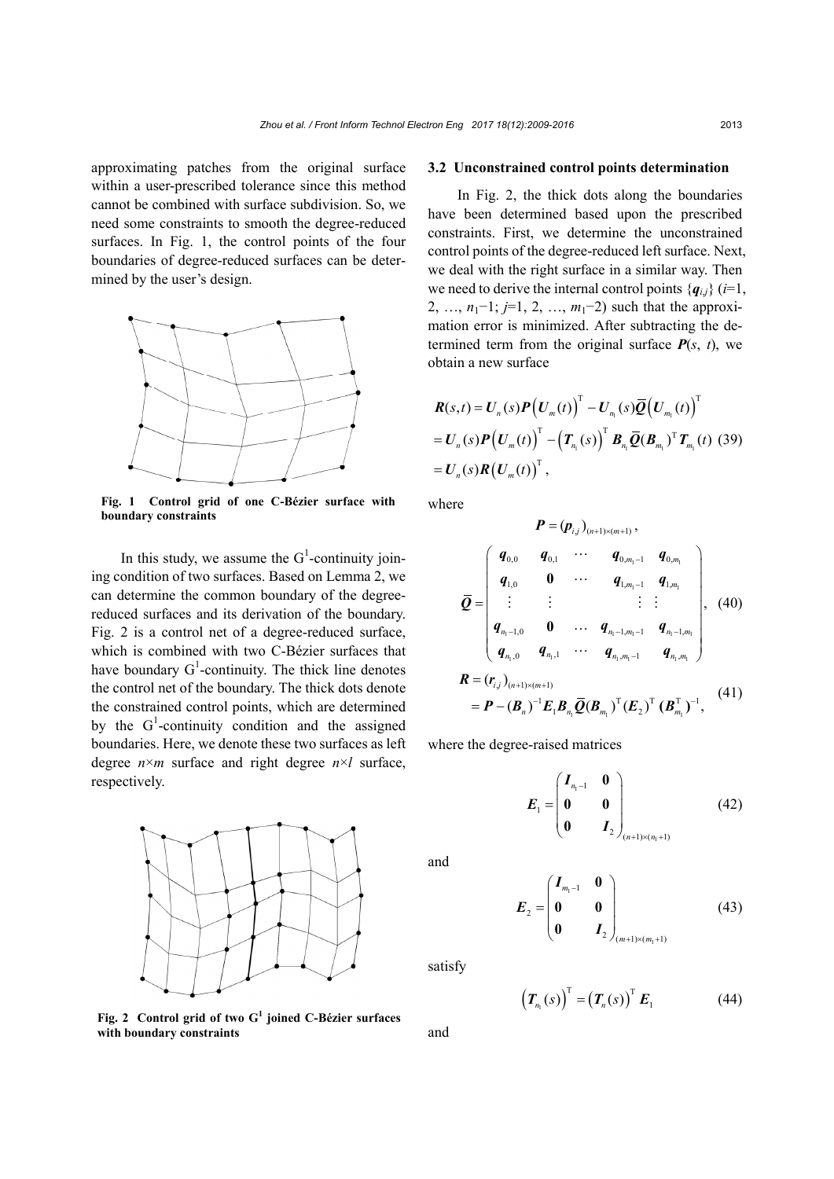approximating patches from the original surface within a user-prescribed tolerance since this method cannot be combined with surface subdivision. So, we need some constraints to smooth the degree-reduced surfaces. In Fig. 1, the control points of the four boundaries of degree-reduced surfaces can be determined by the user's design.

**Fig. 1 Control grid of one C-Bézier surface with boundary constraints**

In this study, we assume the $G^1$-continuity joining condition of two surfaces. Based on Lemma 2, we can determine the common boundary of the degree-reduced surfaces and its derivation of the boundary. Fig. 2 is a control net of a degree-reduced surface, which is combined with two C-Bézier surfaces that have boundary $G^1$-continuity. The thick line denotes the control net of the boundary. The thick dots denote the constrained control points, which are determined by the $G^1$-continuity condition and the assigned boundaries. Here, we denote these two surfaces as left degree $n\times m$ surface and right degree $n\times l$ surface, respectively.

**Fig. 2 Control grid of two $G^1$ joined C-Bézier surfaces with boundary constraints**

### 3.2 Unconstrained control points determination

In Fig. 2, the thick dots along the boundaries have been determined based upon the prescribed constraints. First, we determine the unconstrained control points of the degree-reduced left surface. Next, we deal with the right surface in a similar way. Then we need to derive the internal control points $\{\boldsymbol{q}_{i,j}\}$ ($i$=1, 2, …, $n_1-1$; $j$=1, 2, …, $m_1-2$) such that the approximation error is minimized. After subtracting the determined term from the original surface $\boldsymbol{P}(s, t)$, we obtain a new surface

$$
\begin{aligned}
\boldsymbol{R}(s,t) &= \boldsymbol{U}_n(s)\boldsymbol{P}\left(\boldsymbol{U}_m(t)\right)^{\mathrm{T}} - \boldsymbol{U}_{n_1}(s)\bar{\boldsymbol{Q}}\left(\boldsymbol{U}_{m_1}(t)\right)^{\mathrm{T}} \\
&= \boldsymbol{U}_n(s)\boldsymbol{P}\left(\boldsymbol{U}_m(t)\right)^{\mathrm{T}} - \left(\boldsymbol{T}_{n_1}(s)\right)^{\mathrm{T}}\boldsymbol{B}_{n_1}\bar{\boldsymbol{Q}}(\boldsymbol{B}_{m_1})^{\mathrm{T}}\boldsymbol{T}_{m_1}(t) \quad (39)\\
&= \boldsymbol{U}_n(s)\boldsymbol{R}\left(\boldsymbol{U}_m(t)\right)^{\mathrm{T}},
\end{aligned}
$$

where

$$
\boldsymbol{P} = (\boldsymbol{p}_{i,j})_{(n+1)\times(m+1)},
$$

$$
\bar{\boldsymbol{Q}} = \begin{pmatrix}
\boldsymbol{q}_{0,0} & \boldsymbol{q}_{0,1} & \cdots & \boldsymbol{q}_{0,m_1-1} & \boldsymbol{q}_{0,m_1} \\
\boldsymbol{q}_{1,0} & \boldsymbol{0} & \cdots & \boldsymbol{q}_{1,m_1-1} & \boldsymbol{q}_{1,m_1} \\
\vdots & \vdots & & \vdots & \vdots \\
\boldsymbol{q}_{n_1-1,0} & \boldsymbol{0} & \cdots & \boldsymbol{q}_{n_1-1,m_1-1} & \boldsymbol{q}_{n_1-1,m_1} \\
\boldsymbol{q}_{n_1,0} & \boldsymbol{q}_{n_1,1} & \cdots & \boldsymbol{q}_{n_1,m_1-1} & \boldsymbol{q}_{n_1,m_1}
\end{pmatrix}, \quad (40)
$$

$$
\begin{aligned}
\boldsymbol{R} &= (\boldsymbol{r}_{i,j})_{(n+1)\times(m+1)} \\
&= \boldsymbol{P} - (\boldsymbol{B}_n)^{-1}\boldsymbol{E}_1\boldsymbol{B}_{n_1}\bar{\boldsymbol{Q}}(\boldsymbol{B}_{m_1})^{\mathrm{T}}(\boldsymbol{E}_2)^{\mathrm{T}}(\boldsymbol{B}_{m_1}^{\mathrm{T}})^{-1},
\end{aligned} \quad (41)
$$

where the degree-raised matrices

$$
\boldsymbol{E}_1 = \begin{pmatrix} \boldsymbol{I}_{n_1-1} & \boldsymbol{0} \\ \boldsymbol{0} & \boldsymbol{0} \\ \boldsymbol{0} & \boldsymbol{I}_2 \end{pmatrix}_{(n+1)\times(n_1+1)} \quad (42)
$$

and

$$
\boldsymbol{E}_2 = \begin{pmatrix} \boldsymbol{I}_{m_1-1} & \boldsymbol{0} \\ \boldsymbol{0} & \boldsymbol{0} \\ \boldsymbol{0} & \boldsymbol{I}_2 \end{pmatrix}_{(m+1)\times(m_1+1)} \quad (43)
$$

satisfy

$$
\left(\boldsymbol{T}_{n_1}(s)\right)^{\mathrm{T}} = \left(\boldsymbol{T}_n(s)\right)^{\mathrm{T}}\boldsymbol{E}_1 \quad (44)
$$

and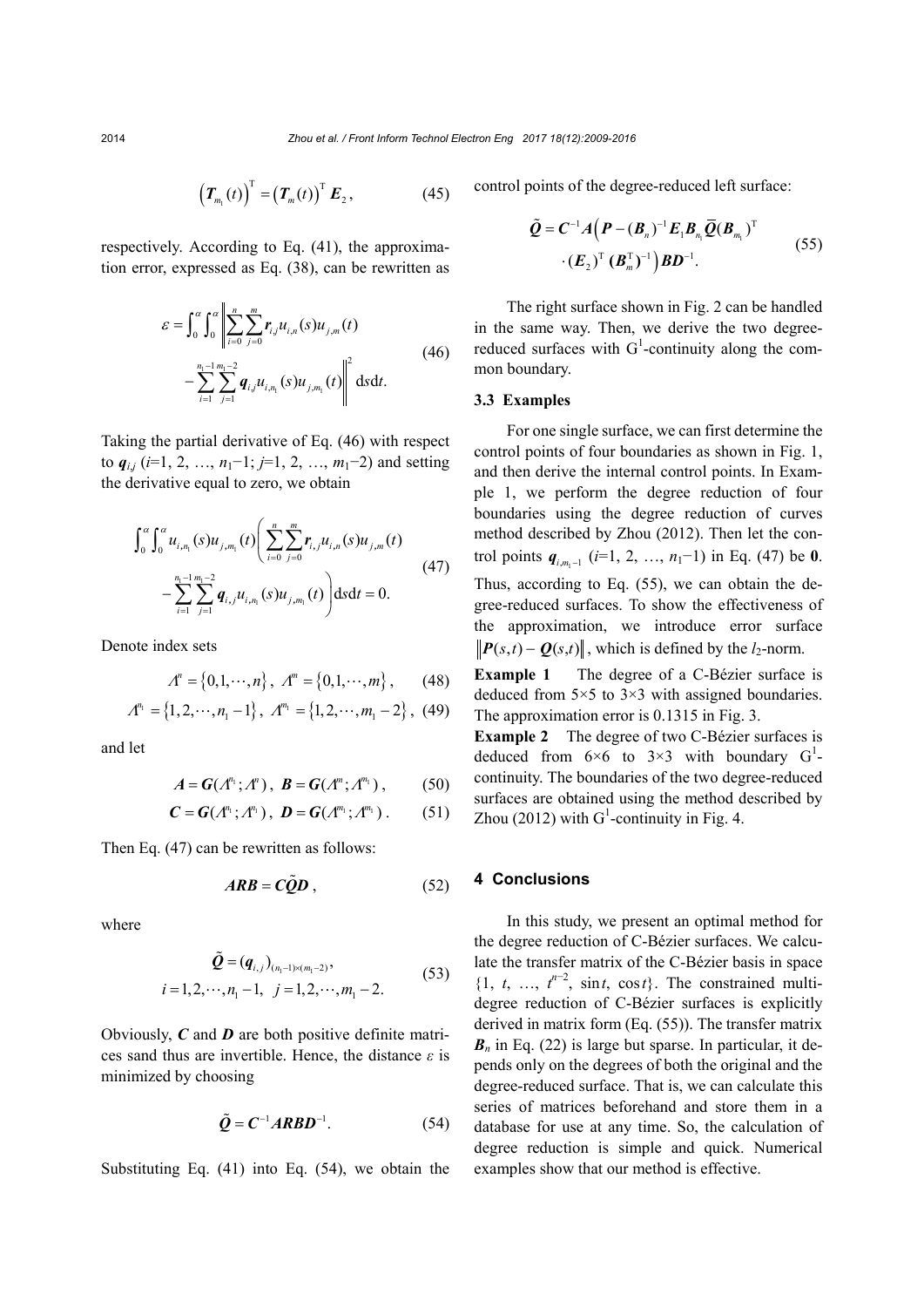$$\left(\boldsymbol{T}_{m_1}(t)\right)^{\mathrm{T}}=\left(\boldsymbol{T}_m(t)\right)^{\mathrm{T}}\boldsymbol{E}_2, \tag{45}$$

respectively. According to Eq. (41), the approximation error, expressed as Eq. (38), can be rewritten as

$$\varepsilon=\int_0^\alpha\int_0^\alpha\left\|\sum_{i=0}^{n}\sum_{j=0}^{m}\boldsymbol{r}_{i,j}u_{i,n}(s)u_{j,m}(t)-\sum_{i=1}^{n_1-1}\sum_{j=1}^{m_1-2}\boldsymbol{q}_{i,j}u_{i,n_1}(s)u_{j,m_1}(t)\right\|^2\mathrm{d}s\mathrm{d}t. \tag{46}$$

Taking the partial derivative of Eq. (46) with respect to $\boldsymbol{q}_{i,j}$ ($i$=1, 2, …, $n_1-1$; $j$=1, 2, …, $m_1-2$) and setting the derivative equal to zero, we obtain

$$\int_0^\alpha\int_0^\alpha u_{i,n_1}(s)u_{j,m_1}(t)\left(\sum_{i=0}^{n}\sum_{j=0}^{m}\boldsymbol{r}_{i,j}u_{i,n}(s)u_{j,m}(t)-\sum_{i=1}^{n_1-1}\sum_{j=1}^{m_1-2}\boldsymbol{q}_{i,j}u_{i,n_1}(s)u_{j,m_1}(t)\right)\mathrm{d}s\mathrm{d}t=0. \tag{47}$$

Denote index sets

$$\Lambda^n=\left\{0,1,\cdots,n\right\},\ \Lambda^m=\left\{0,1,\cdots,m\right\}, \tag{48}$$

$$\Lambda^{n_1}=\left\{1,2,\cdots,n_1-1\right\},\ \Lambda^{m_1}=\left\{1,2,\cdots,m_1-2\right\}, \tag{49}$$

and let

$$\boldsymbol{A}=\boldsymbol{G}(\Lambda^{n_1};\Lambda^n),\ \boldsymbol{B}=\boldsymbol{G}(\Lambda^m;\Lambda^{m_1}), \tag{50}$$

$$\boldsymbol{C}=\boldsymbol{G}(\Lambda^{n_1};\Lambda^{n_1}),\ \boldsymbol{D}=\boldsymbol{G}(\Lambda^{m_1};\Lambda^{m_1}). \tag{51}$$

Then Eq. (47) can be rewritten as follows:

$$\boldsymbol{ARB}=\boldsymbol{C}\tilde{\boldsymbol{Q}}\boldsymbol{D}, \tag{52}$$

where

$$\tilde{\boldsymbol{Q}}=(\boldsymbol{q}_{i,j})_{(n_1-1)\times(m_1-2)},\quad i=1,2,\cdots,n_1-1,\ \ j=1,2,\cdots,m_1-2. \tag{53}$$

Obviously, $\boldsymbol{C}$ and $\boldsymbol{D}$ are both positive definite matrices sand thus are invertible. Hence, the distance $\varepsilon$ is minimized by choosing

$$\tilde{\boldsymbol{Q}}=\boldsymbol{C}^{-1}\boldsymbol{ARBD}^{-1}. \tag{54}$$

Substituting Eq. (41) into Eq. (54), we obtain the control points of the degree-reduced left surface:

$$\tilde{\boldsymbol{Q}}=\boldsymbol{C}^{-1}\boldsymbol{A}\Big(\boldsymbol{P}-(\boldsymbol{B}_n)^{-1}\boldsymbol{E}_1\boldsymbol{B}_{n_1}\overline{\boldsymbol{Q}}(\boldsymbol{B}_{m_1})^{\mathrm{T}}\cdot(\boldsymbol{E}_2)^{\mathrm{T}}(\boldsymbol{B}_m^{\mathrm{T}})^{-1}\Big)\boldsymbol{BD}^{-1}. \tag{55}$$

The right surface shown in Fig. 2 can be handled in the same way. Then, we derive the two degree-reduced surfaces with $G^1$-continuity along the common boundary.

### 3.3 Examples

For one single surface, we can first determine the control points of four boundaries as shown in Fig. 1, and then derive the internal control points. In Example 1, we perform the degree reduction of four boundaries using the degree reduction of curves method described by Zhou (2012). Then let the control points $\boldsymbol{q}_{i,m_1-1}$ ($i$=1, 2, …, $n_1-1$) in Eq. (47) be $\mathbf{0}$. Thus, according to Eq. (55), we can obtain the degree-reduced surfaces. To show the effectiveness of the approximation, we introduce error surface $\|\boldsymbol{P}(s,t)-\boldsymbol{Q}(s,t)\|$, which is defined by the $l_2$-norm.

**Example 1** The degree of a C-Bézier surface is deduced from 5×5 to 3×3 with assigned boundaries. The approximation error is 0.1315 in Fig. 3.

**Example 2** The degree of two C-Bézier surfaces is deduced from 6×6 to 3×3 with boundary $G^1$-continuity. The boundaries of the two degree-reduced surfaces are obtained using the method described by Zhou (2012) with $G^1$-continuity in Fig. 4.

## 4 Conclusions

In this study, we present an optimal method for the degree reduction of C-Bézier surfaces. We calculate the transfer matrix of the C-Bézier basis in space {1, $t$, …, $t^{n-2}$, $\sin t$, $\cos t$}. The constrained multi-degree reduction of C-Bézier surfaces is explicitly derived in matrix form (Eq. (55)). The transfer matrix $\boldsymbol{B}_n$ in Eq. (22) is large but sparse. In particular, it depends only on the degrees of both the original and the degree-reduced surface. That is, we can calculate this series of matrices beforehand and store them in a database for use at any time. So, the calculation of degree reduction is simple and quick. Numerical examples show that our method is effective.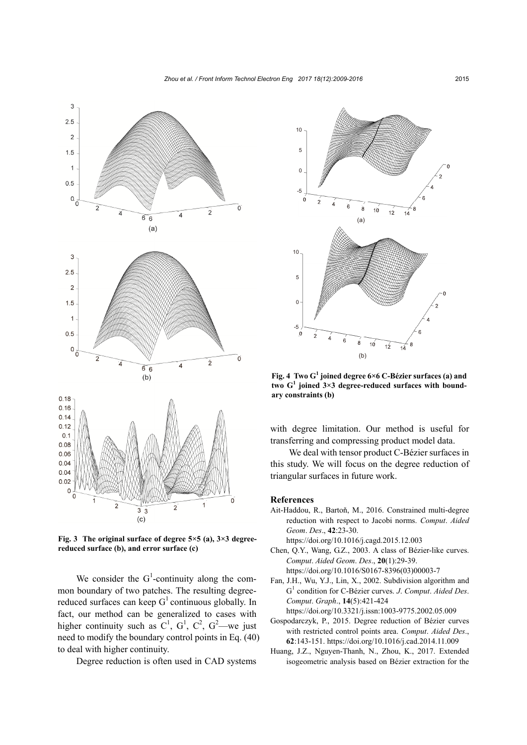Fig. 3 The original surface of degree 5×5 (a), 3×3 degree-reduced surface (b), and error surface (c)

Fig. 4 Two $G^1$ joined degree 6×6 C-Bézier surfaces (a) and two $G^1$ joined 3×3 degree-reduced surfaces with boundary constraints (b)

We consider the $G^1$-continuity along the common boundary of two patches. The resulting degree-reduced surfaces can keep $G^1$ continuous globally. In fact, our method can be generalized to cases with higher continuity such as $C^1$, $G^1$, $C^2$, $G^2$—we just need to modify the boundary control points in Eq. (40) to deal with higher continuity.

Degree reduction is often used in CAD systems with degree limitation. Our method is useful for transferring and compressing product model data.

We deal with tensor product C-Bézier surfaces in this study. We will focus on the degree reduction of triangular surfaces in future work.

## References

Ait-Haddou, R., Bartoň, M., 2016. Constrained multi-degree reduction with respect to Jacobi norms. *Comput. Aided Geom. Des.*, **42**:23-30. https://doi.org/10.1016/j.cagd.2015.12.003

Chen, Q.Y., Wang, G.Z., 2003. A class of Bézier-like curves. *Comput. Aided Geom. Des.*, **20**(1):29-39. https://doi.org/10.1016/S0167-8396(03)00003-7

Fan, J.H., Wu, Y.J., Lin, X., 2002. Subdivision algorithm and $G^1$ condition for C-Bézier curves. *J. Comput. Aided Des. Comput. Graph.*, **14**(5):421-424 https://doi.org/10.3321/j.issn:1003-9775.2002.05.009

Gospodarczyk, P., 2015. Degree reduction of Bézier curves with restricted control points area. *Comput. Aided Des.*, **62**:143-151. https://doi.org/10.1016/j.cad.2014.11.009

Huang, J.Z., Nguyen-Thanh, N., Zhou, K., 2017. Extended isogeometric analysis based on Bézier extraction for the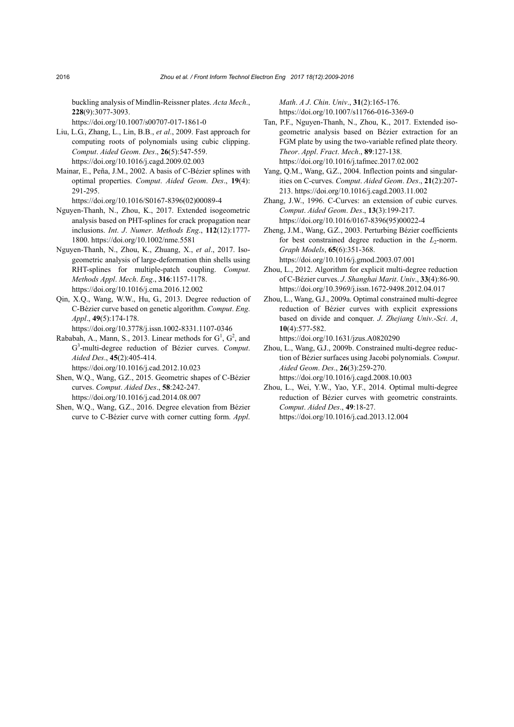buckling analysis of Mindlin-Reissner plates. *Acta Mech.*, **228**(9):3077-3093. https://doi.org/10.1007/s00707-017-1861-0

Liu, L.G., Zhang, L., Lin, B.B., *et al*., 2009. Fast approach for computing roots of polynomials using cubic clipping. *Comput. Aided Geom. Des.*, **26**(5):547-559. https://doi.org/10.1016/j.cagd.2009.02.003

Mainar, E., Peña, J.M., 2002. A basis of C-Bézier splines with optimal properties. *Comput. Aided Geom. Des.*, **19**(4): 291-295. https://doi.org/10.1016/S0167-8396(02)00089-4

Nguyen-Thanh, N., Zhou, K., 2017. Extended isogeometric analysis based on PHT-splines for crack propagation near inclusions. *Int. J. Numer. Methods Eng.*, **112**(12):1777-1800. https://doi.org/10.1002/nme.5581

Nguyen-Thanh, N., Zhou, K., Zhuang, X., *et al*., 2017. Isogeometric analysis of large-deformation thin shells using RHT-splines for multiple-patch coupling. *Comput. Methods Appl. Mech. Eng.*, **316**:1157-1178. https://doi.org/10.1016/j.cma.2016.12.002

Qin, X.Q., Wang, W.W., Hu, G., 2013. Degree reduction of C-Bézier curve based on genetic algorithm. *Comput. Eng. Appl.*, **49**(5):174-178. https://doi.org/10.3778/j.issn.1002-8331.1107-0346

Rababah, A., Mann, S., 2013. Linear methods for $G^1$, $G^2$, and $G^3$-multi-degree reduction of Bézier curves. *Comput. Aided Des.*, **45**(2):405-414. https://doi.org/10.1016/j.cad.2012.10.023

Shen, W.Q., Wang, G.Z., 2015. Geometric shapes of C-Bézier curves. *Comput. Aided Des.*, **58**:242-247. https://doi.org/10.1016/j.cad.2014.08.007

Shen, W.Q., Wang, G.Z., 2016. Degree elevation from Bézier curve to C-Bézier curve with corner cutting form. *Appl. Math. A J. Chin. Univ.*, **31**(2):165-176. https://doi.org/10.1007/s11766-016-3369-0

Tan, P.F., Nguyen-Thanh, N., Zhou, K., 2017. Extended isogeometric analysis based on Bézier extraction for an FGM plate by using the two-variable refined plate theory. *Theor. Appl. Fract. Mech.*, **89**:127-138. https://doi.org/10.1016/j.tafmec.2017.02.002

Yang, Q.M., Wang, G.Z., 2004. Inflection points and singularities on C-curves. *Comput. Aided Geom. Des.*, **21**(2):207-213. https://doi.org/10.1016/j.cagd.2003.11.002

Zhang, J.W., 1996. C-Curves: an extension of cubic curves. *Comput. Aided Geom. Des.*, **13**(3):199-217. https://doi.org/10.1016/0167-8396(95)00022-4

Zheng, J.M., Wang, G.Z., 2003. Perturbing Bézier coefficients for best constrained degree reduction in the $L_2$-norm. *Graph Models*, **65**(6):351-368. https://doi.org/10.1016/j.gmod.2003.07.001

Zhou, L., 2012. Algorithm for explicit multi-degree reduction of C-Bézier curves. *J. Shanghai Marit. Univ.*, **33**(4):86-90. https://doi.org/10.3969/j.issn.1672-9498.2012.04.017

Zhou, L., Wang, G.J., 2009a. Optimal constrained multi-degree reduction of Bézier curves with explicit expressions based on divide and conquer. *J. Zhejiang Univ.-Sci. A*, **10**(4):577-582. https://doi.org/10.1631/jzus.A0820290

Zhou, L., Wang, G.J., 2009b. Constrained multi-degree reduction of Bézier surfaces using Jacobi polynomials. *Comput. Aided Geom. Des.*, **26**(3):259-270. https://doi.org/10.1016/j.cagd.2008.10.003

Zhou, L., Wei, Y.W., Yao, Y.F., 2014. Optimal multi-degree reduction of Bézier curves with geometric constraints. *Comput. Aided Des.*, **49**:18-27. https://doi.org/10.1016/j.cad.2013.12.004